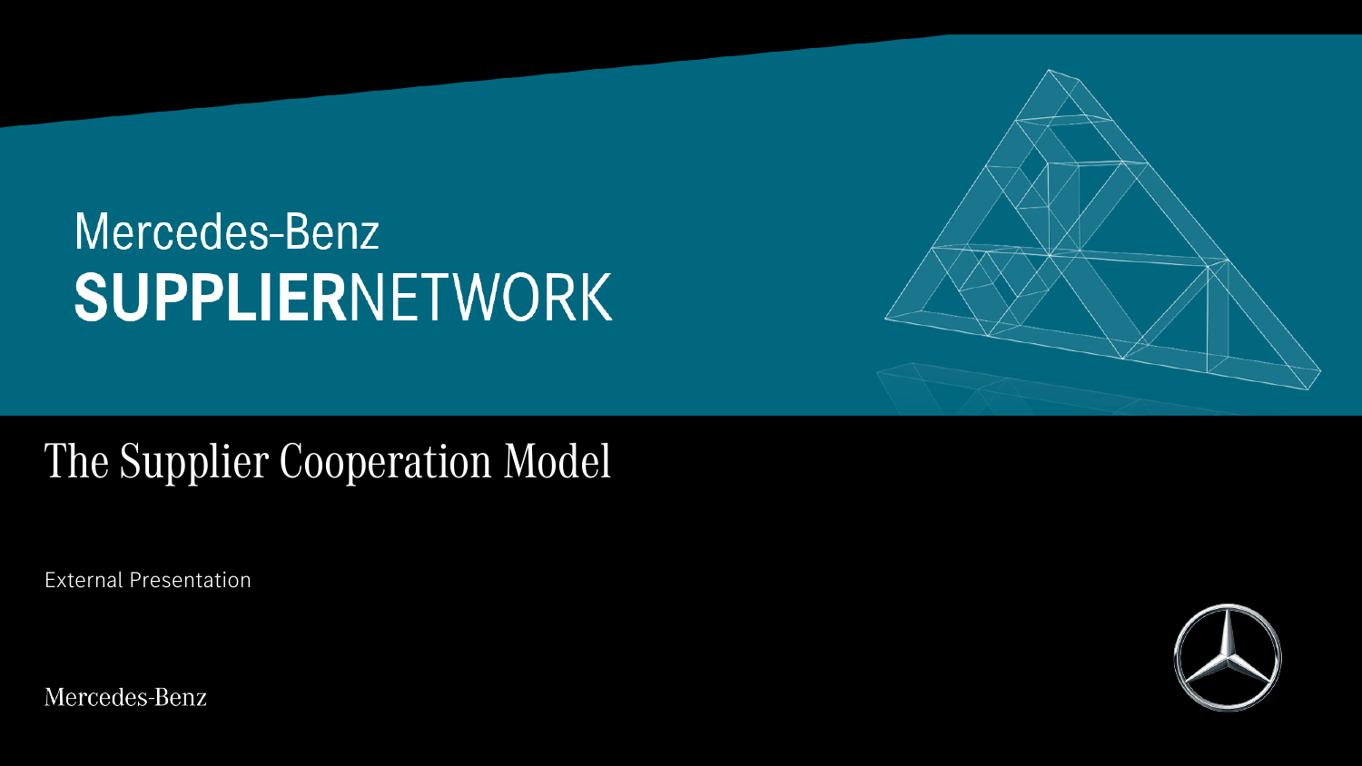# Mercedes-Benz
# **SUPPLIER**NETWORK

## The Supplier Cooperation Model

External Presentation

Mercedes-Benz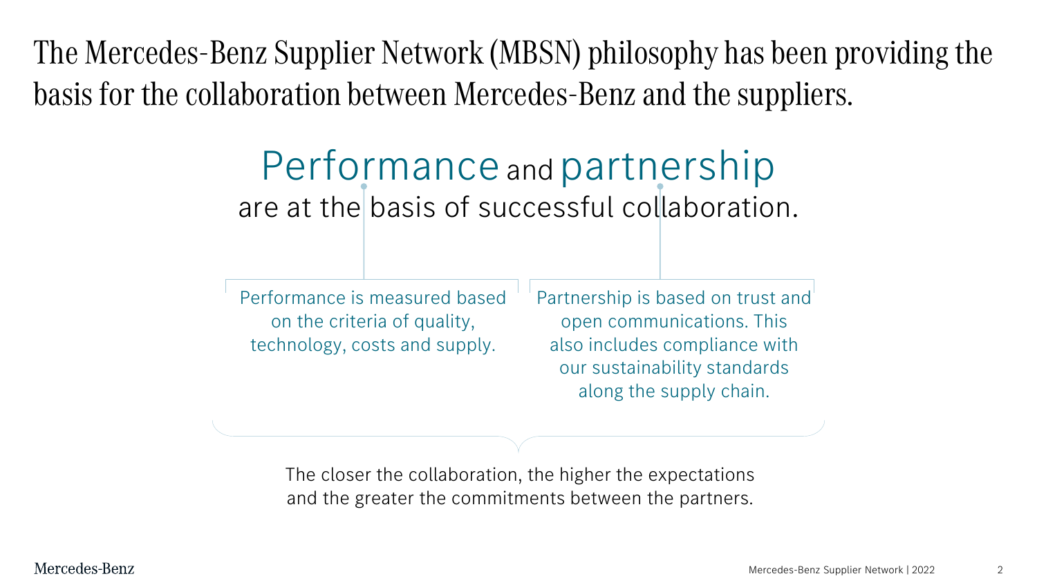# The Mercedes-Benz Supplier Network (MBSN) philosophy has been providing the basis for the collaboration between Mercedes-Benz and the suppliers.

## Performance and partnership are at the basis of successful collaboration.

Performance is measured based on the criteria of quality, technology, costs and supply.

Partnership is based on trust and open communications. This also includes compliance with our sustainability standards along the supply chain.

The closer the collaboration, the higher the expectations and the greater the commitments between the partners.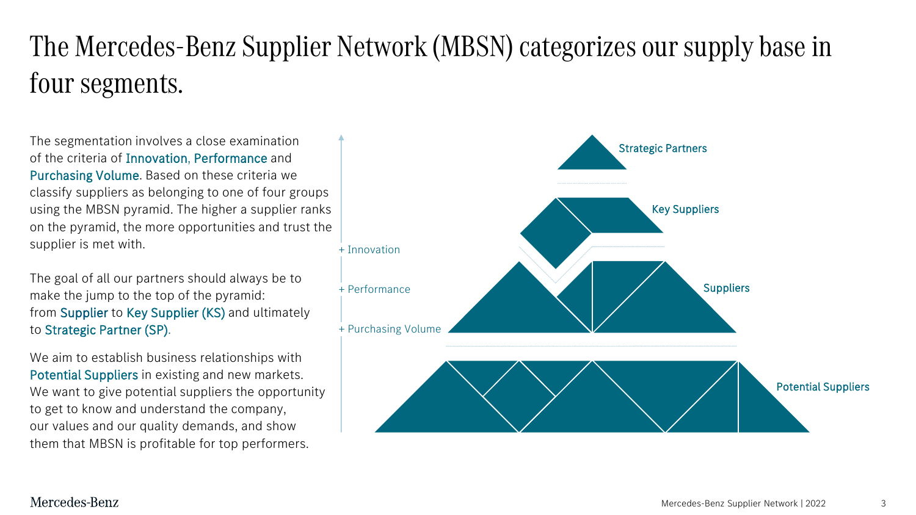# The Mercedes-Benz Supplier Network (MBSN) categorizes our supply base in four segments.

The segmentation involves a close examination of the criteria of Innovation, Performance and Purchasing Volume. Based on these criteria we classify suppliers as belonging to one of four groups using the MBSN pyramid. The higher a supplier ranks on the pyramid, the more opportunities and trust the supplier is met with.

The goal of all our partners should always be to make the jump to the top of the pyramid: from Supplier to Key Supplier (KS) and ultimately to Strategic Partner (SP).

We aim to establish business relationships with Potential Suppliers in existing and new markets. We want to give potential suppliers the opportunity to get to know and understand the company, our values and our quality demands, and show them that MBSN is profitable for top performers.

+ Innovation

+ Performance

+ Purchasing Volume

Strategic Partners

Key Suppliers

Suppliers

Potential Suppliers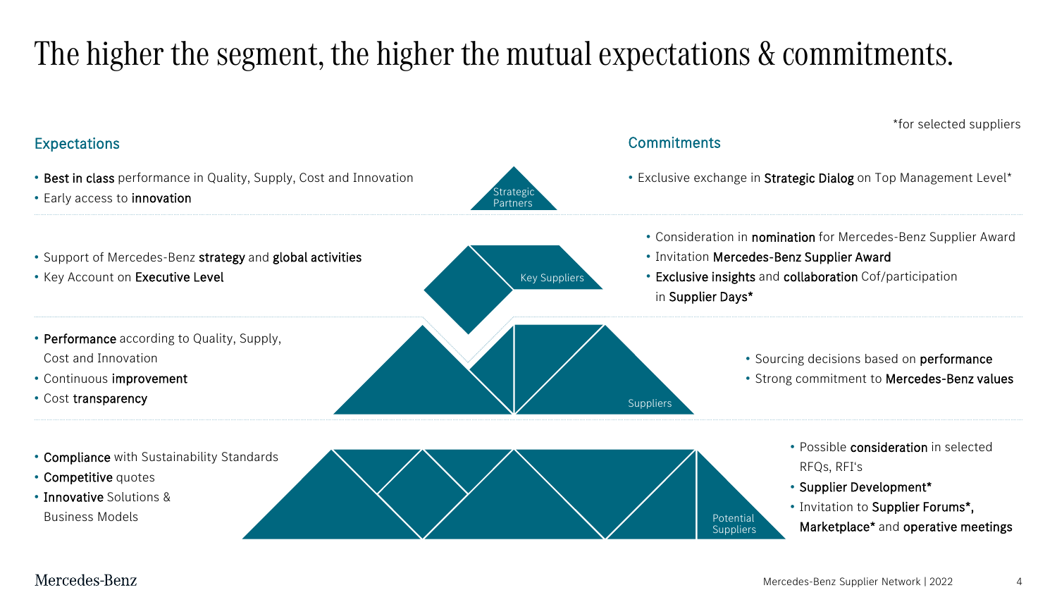# The higher the segment, the higher the mutual expectations & commitments.

*for selected suppliers

| Expectations | Segment | Commitments |
|---|---|---|
| • **Best in class** performance in Quality, Supply, Cost and Innovation<br>• Early access to **innovation** | Strategic Partners | • Exclusive exchange in **Strategic Dialog** on Top Management Level* |
| • Support of Mercedes-Benz **strategy** and **global activities**<br>• Key Account on **Executive Level** | Key Suppliers | • Consideration in **nomination** for Mercedes-Benz Supplier Award<br>• Invitation **Mercedes-Benz Supplier Award**<br>• **Exclusive insights** and **collaboration** Cof/participation in **Supplier Days*** |
| • **Performance** according to Quality, Supply, Cost and Innovation<br>• Continuous **improvement**<br>• Cost **transparency** | Suppliers | • Sourcing decisions based on **performance**<br>• Strong commitment to **Mercedes-Benz values** |
| • **Compliance** with Sustainability Standards<br>• **Competitive** quotes<br>• **Innovative** Solutions & Business Models | Potential Suppliers | • Possible **consideration** in selected RFQs, RFI's<br>• **Supplier Development***<br>• Invitation to **Supplier Forums*, Marketplace*** and **operative meetings** |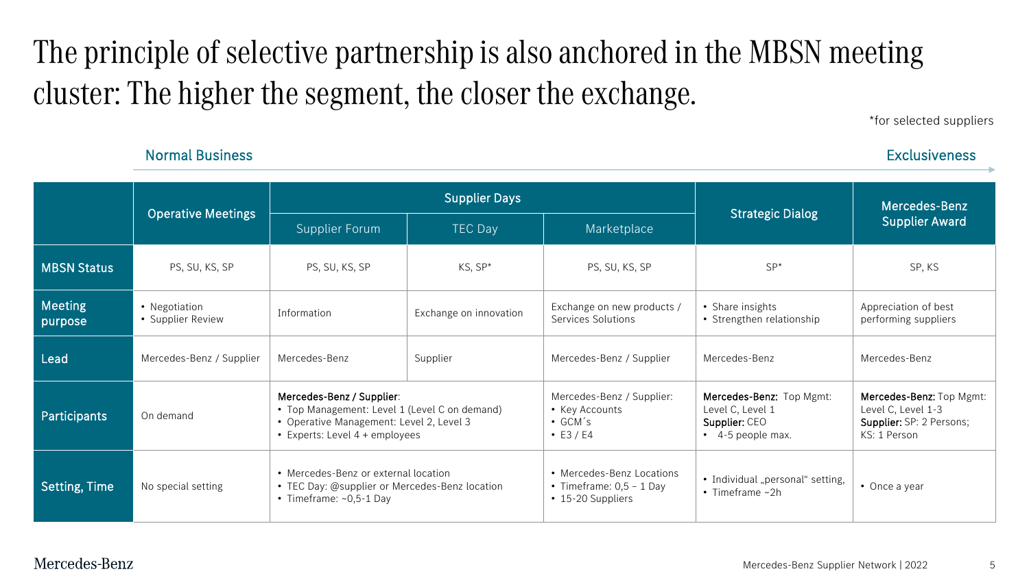# The principle of selective partnership is also anchored in the MBSN meeting cluster: The higher the segment, the closer the exchange.

*for selected suppliers

Normal Business → Exclusiveness

| | Operative Meetings | Supplier Days | | | Strategic Dialog | Mercedes-Benz Supplier Award |
|---|---|---|---|---|---|---|
| | | Supplier Forum | TEC Day | Marketplace | | |
| **MBSN Status** | PS, SU, KS, SP | PS, SU, KS, SP | KS, SP* | PS, SU, KS, SP | SP* | SP, KS |
| **Meeting purpose** | • Negotiation<br>• Supplier Review | Information | Exchange on innovation | Exchange on new products / Services Solutions | • Share insights<br>• Strengthen relationship | Appreciation of best performing suppliers |
| **Lead** | Mercedes-Benz / Supplier | Mercedes-Benz | Supplier | Mercedes-Benz / Supplier | Mercedes-Benz | Mercedes-Benz |
| **Participants** | On demand | **Mercedes-Benz / Supplier**:<br>• Top Management: Level 1 (Level C on demand)<br>• Operative Management: Level 2, Level 3<br>• Experts: Level 4 + employees | | Mercedes-Benz / Supplier:<br>• Key Accounts<br>• GCM´s<br>• E3 / E4 | **Mercedes-Benz:** Top Mgmt: Level C, Level 1<br>**Supplier:** CEO<br>• 4-5 people max. | **Mercedes-Benz:** Top Mgmt: Level C, Level 1-3<br>**Supplier:** SP: 2 Persons; KS: 1 Person |
| **Setting, Time** | No special setting | • Mercedes-Benz or external location<br>• TEC Day: @supplier or Mercedes-Benz location<br>• Timeframe: ~0,5-1 Day | | • Mercedes-Benz Locations<br>• Timeframe: 0,5 – 1 Day<br>• 15-20 Suppliers | • Individual „personal" setting,<br>• Timeframe ~2h | • Once a year |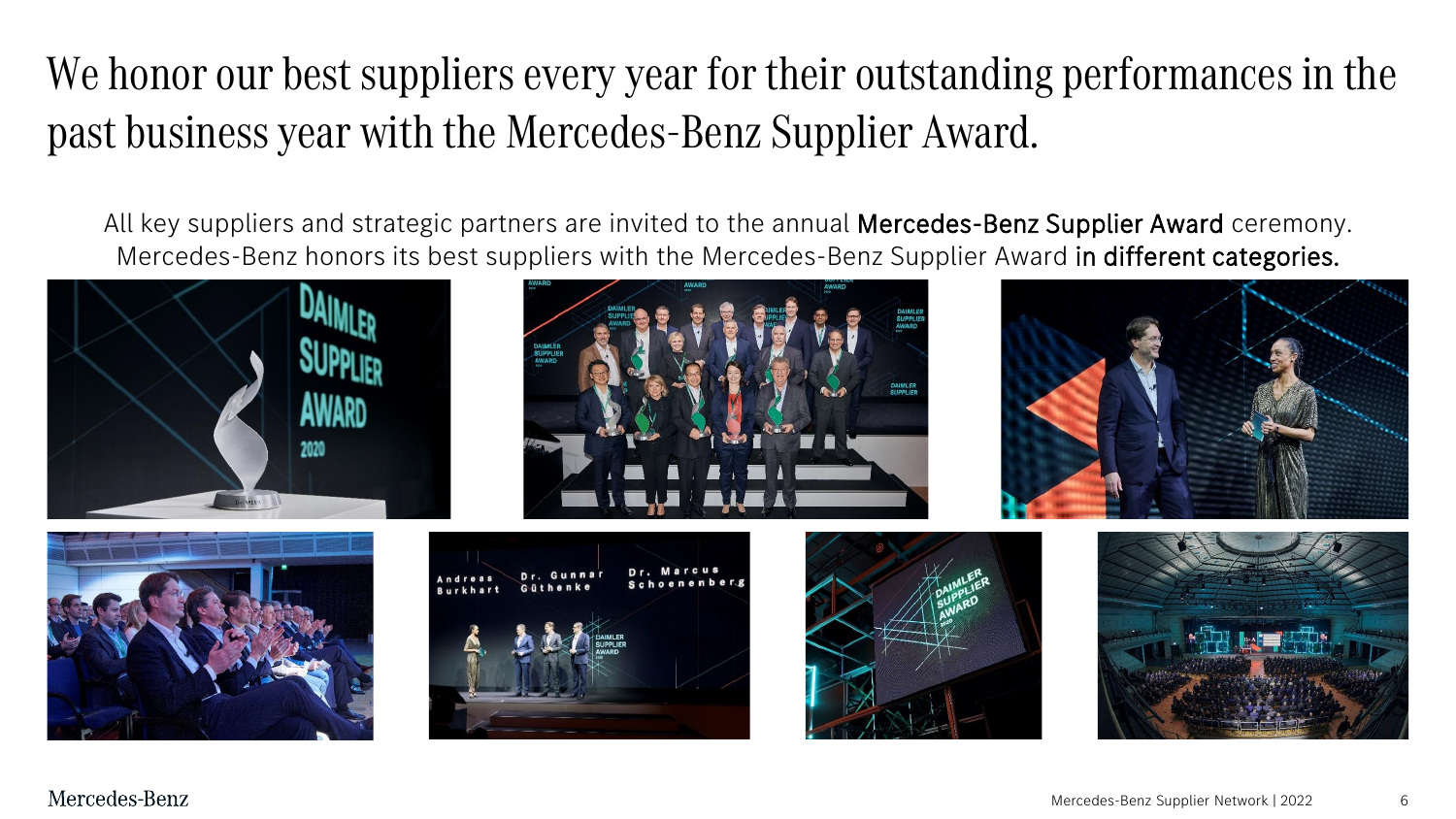# We honor our best suppliers every year for their outstanding performances in the past business year with the Mercedes-Benz Supplier Award.

All key suppliers and strategic partners are invited to the annual **Mercedes-Benz Supplier Award** ceremony. Mercedes-Benz honors its best suppliers with the Mercedes-Benz Supplier Award **in different categories.**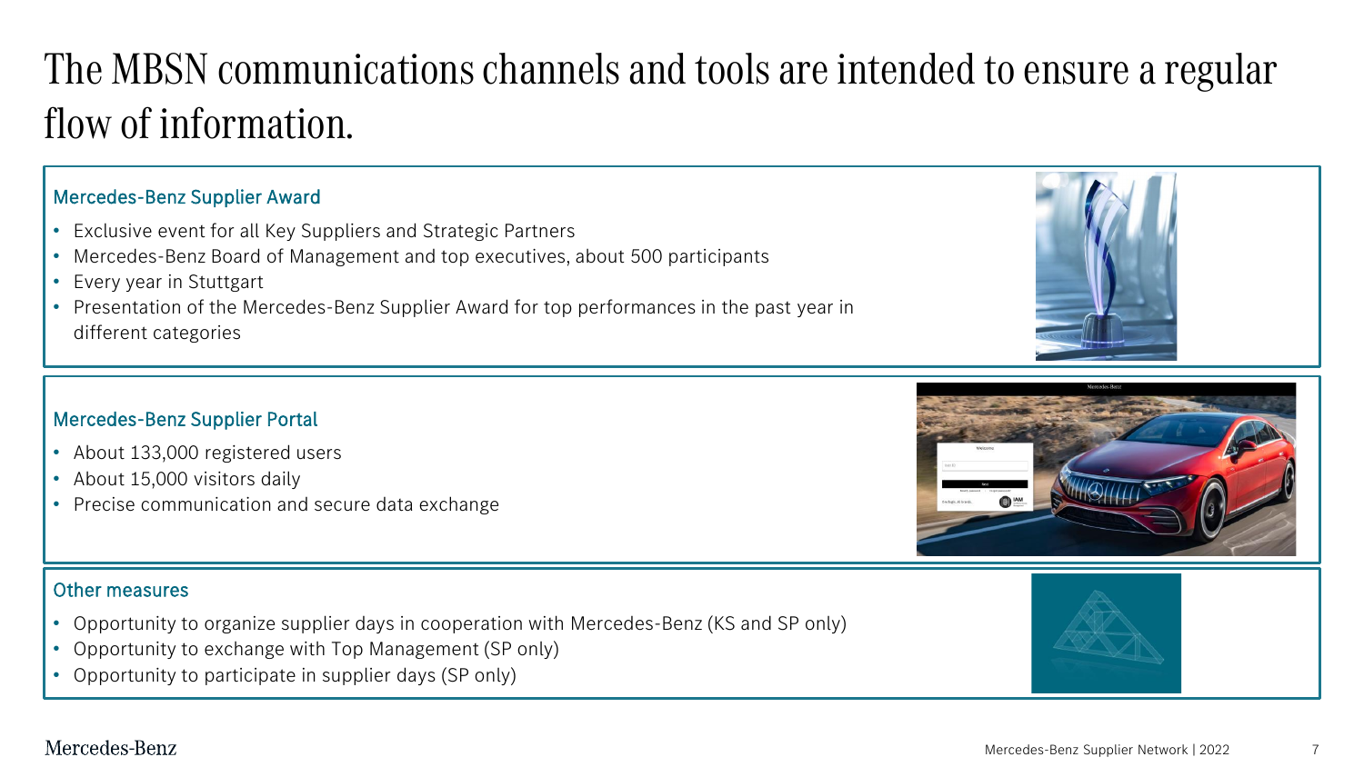# The MBSN communications channels and tools are intended to ensure a regular flow of information.

## Mercedes-Benz Supplier Award

- Exclusive event for all Key Suppliers and Strategic Partners
- Mercedes-Benz Board of Management and top executives, about 500 participants
- Every year in Stuttgart
- Presentation of the Mercedes-Benz Supplier Award for top performances in the past year in different categories

## Mercedes-Benz Supplier Portal

- About 133,000 registered users
- About 15,000 visitors daily
- Precise communication and secure data exchange

## Other measures

- Opportunity to organize supplier days in cooperation with Mercedes-Benz (KS and SP only)
- Opportunity to exchange with Top Management (SP only)
- Opportunity to participate in supplier days (SP only)